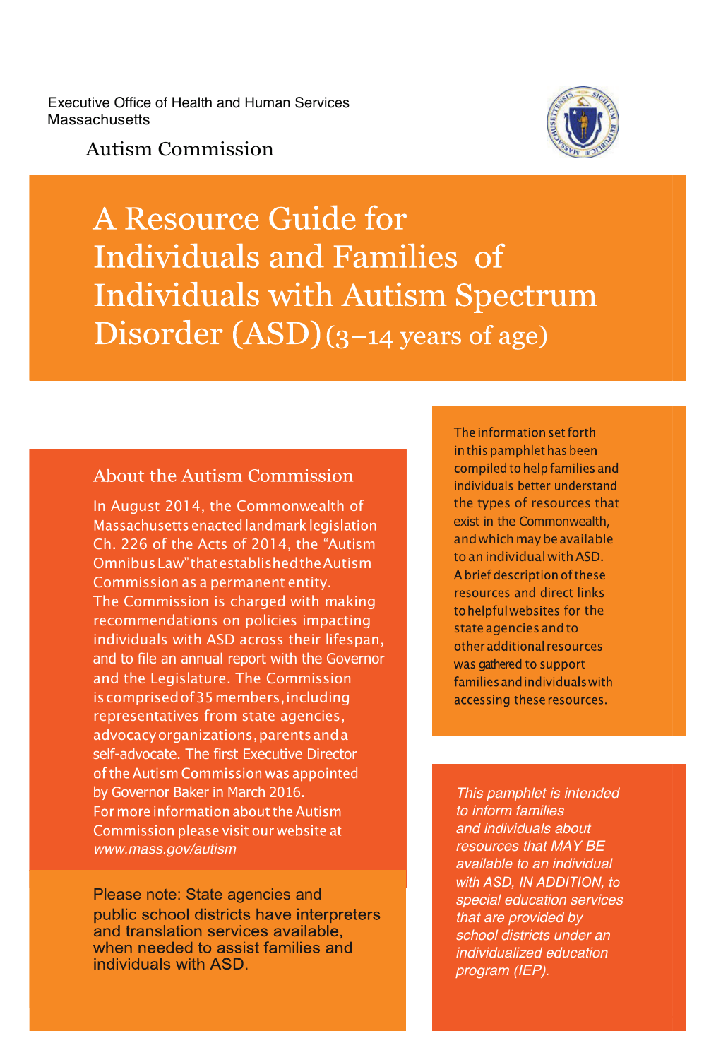Executive Office of Health and Human Services
Massachusetts

Autism Commission

# A Resource Guide for Individuals and Families of Individuals with Autism Spectrum Disorder (ASD) (3–14 years of age)

## About the Autism Commission

In August 2014, the Commonwealth of Massachusetts enacted landmark legislation Ch. 226 of the Acts of 2014, the "Autism Omnibus Law" that established the Autism Commission as a permanent entity. The Commission is charged with making recommendations on policies impacting individuals with ASD across their lifespan, and to file an annual report with the Governor and the Legislature. The Commission is comprised of 35 members, including representatives from state agencies, advocacy organizations, parents and a self-advocate. The first Executive Director of the Autism Commission was appointed by Governor Baker in March 2016. For more information about the Autism Commission please visit our website at *www.mass.gov/autism*

Please note: State agencies and public school districts have interpreters and translation services available, when needed to assist families and individuals with ASD.

The information set forth in this pamphlet has been compiled to help families and individuals better understand the types of resources that exist in the Commonwealth, and which may be available to an individual with ASD. A brief description of these resources and direct links to helpful websites for the state agencies and to other additional resources was gathered to support families and individuals with accessing these resources.

*This pamphlet is intended to inform families and individuals about resources that MAY BE available to an individual with ASD, IN ADDITION, to special education services that are provided by school districts under an individualized education program (IEP).*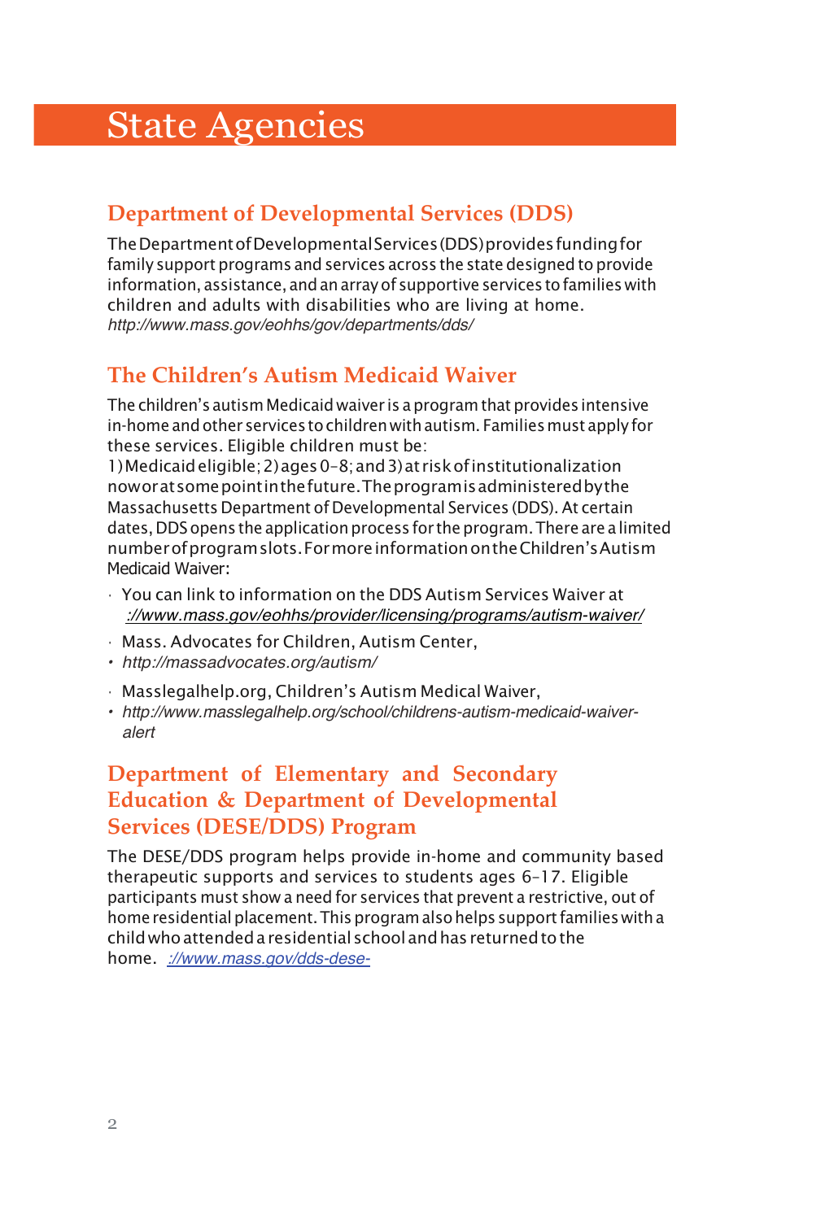# State Agencies

## Department of Developmental Services (DDS)

The Department of Developmental Services (DDS) provides funding for family support programs and services across the state designed to provide information, assistance, and an array of supportive services to families with children and adults with disabilities who are living at home.
*http://www.mass.gov/eohhs/gov/departments/dds/*

## The Children's Autism Medicaid Waiver

The children's autism Medicaid waiver is a program that provides intensive in-home and other services to children with autism. Families must apply for these services. Eligible children must be:
1) Medicaid eligible; 2) ages 0–8; and 3) at risk of institutionalization now or at some point in the future. The program is administered by the Massachusetts Department of Developmental Services (DDS). At certain dates, DDS opens the application process for the program. There are a limited number of program slots. For more information on the Children's Autism Medicaid Waiver:

- You can link to information on the DDS Autism Services Waiver at *://www.mass.gov/eohhs/provider/licensing/programs/autism-waiver/*
- Mass. Advocates for Children, Autism Center,
- *http://massadvocates.org/autism/*
- Masslegalhelp.org, Children's Autism Medical Waiver,
- *http://www.masslegalhelp.org/school/childrens-autism-medicaid-waiver-alert*

## Department of Elementary and Secondary Education & Department of Developmental Services (DESE/DDS) Program

The DESE/DDS program helps provide in-home and community based therapeutic supports and services to students ages 6-17. Eligible participants must show a need for services that prevent a restrictive, out of home residential placement. This program also helps support families with a child who attended a residential school and has returned to the home. *://www.mass.gov/dds-dese-*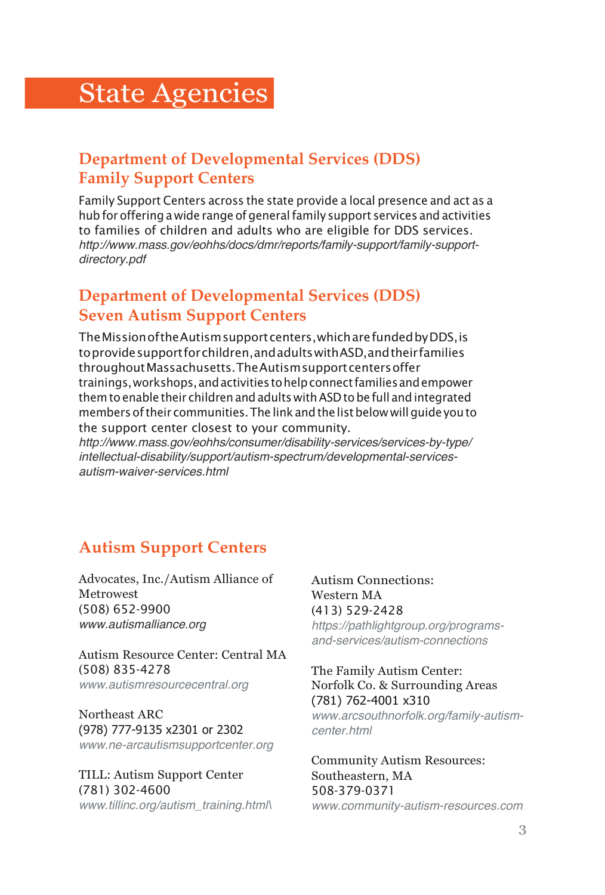# State Agencies

## Department of Developmental Services (DDS) Family Support Centers

Family Support Centers across the state provide a local presence and act as a hub for offering a wide range of general family support services and activities to families of children and adults who are eligible for DDS services.
*http://www.mass.gov/eohhs/docs/dmr/reports/family-support/family-support-directory.pdf*

## Department of Developmental Services (DDS) Seven Autism Support Centers

The Mission of the Autism support centers, which are funded by DDS, is to provide support for children, and adults with ASD, and their families throughout Massachusetts. The Autism support centers offer trainings, workshops, and activities to help connect families and empower them to enable their children and adults with ASD to be full and integrated members of their communities. The link and the list below will guide you to the support center closest to your community.
*http://www.mass.gov/eohhs/consumer/disability-services/services-by-type/intellectual-disability/support/autism-spectrum/developmental-services-autism-waiver-services.html*

## Autism Support Centers

Advocates, Inc./Autism Alliance of Metrowest
(508) 652-9900
*www.autismalliance.org*

Autism Resource Center: Central MA
(508) 835-4278
*www.autismresourcecentral.org*

Northeast ARC
(978) 777-9135 x2301 or 2302
*www.ne-arcautismsupportcenter.org*

TILL: Autism Support Center
(781) 302-4600
*www.tillinc.org/autism_training.html\*

Autism Connections: Western MA
(413) 529-2428
*https://pathlightgroup.org/programs-and-services/autism-connections*

The Family Autism Center: Norfolk Co. & Surrounding Areas
(781) 762-4001 x310
*www.arcsouthnorfolk.org/family-autism-center.html*

Community Autism Resources: Southeastern, MA
508-379-0371
*www.community-autism-resources.com*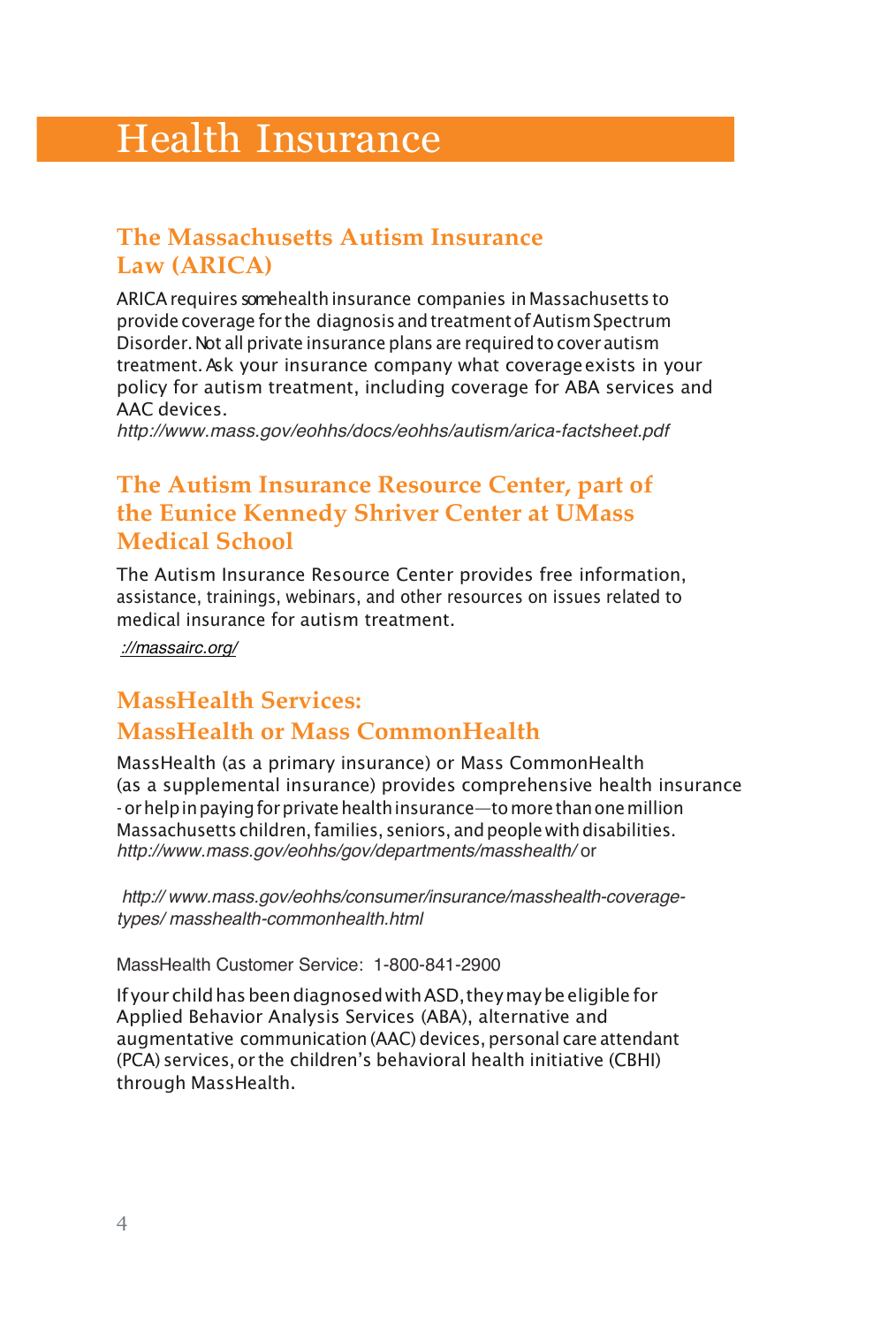# Health Insurance

## The Massachusetts Autism Insurance Law (ARICA)

ARICA requires some health insurance companies in Massachusetts to provide coverage for the diagnosis and treatment of Autism Spectrum Disorder. Not all private insurance plans are required to cover autism treatment. Ask your insurance company what coverage exists in your policy for autism treatment, including coverage for ABA services and AAC devices.
*http://www.mass.gov/eohhs/docs/eohhs/autism/arica-factsheet.pdf*

## The Autism Insurance Resource Center, part of the Eunice Kennedy Shriver Center at UMass Medical School

The Autism Insurance Resource Center provides free information, assistance, trainings, webinars, and other resources on issues related to medical insurance for autism treatment.

*://massairc.org/*

## MassHealth Services: MassHealth or Mass CommonHealth

MassHealth (as a primary insurance) or Mass CommonHealth (as a supplemental insurance) provides comprehensive health insurance - or help in paying for private health insurance—to more than one million Massachusetts children, families, seniors, and people with disabilities.
*http://www.mass.gov/eohhs/gov/departments/masshealth/* or

*http:// www.mass.gov/eohhs/consumer/insurance/masshealth-coverage-types/ masshealth-commonhealth.html*

MassHealth Customer Service: 1-800-841-2900

If your child has been diagnosed with ASD, they may be eligible for Applied Behavior Analysis Services (ABA), alternative and augmentative communication (AAC) devices, personal care attendant (PCA) services, or the children's behavioral health initiative (CBHI) through MassHealth.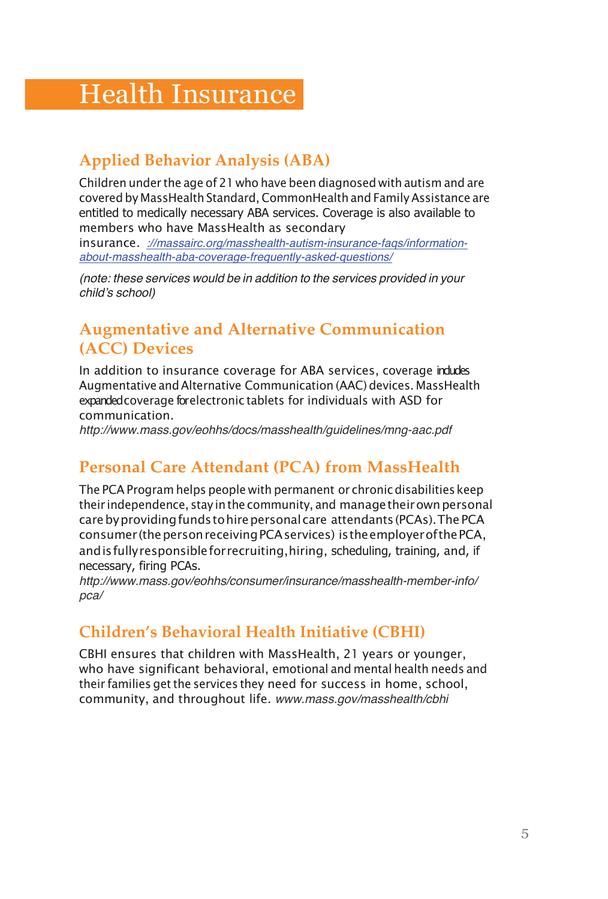# Health Insurance

## Applied Behavior Analysis (ABA)

Children under the age of 21 who have been diagnosed with autism and are covered by MassHealth Standard, CommonHealth and Family Assistance are entitled to medically necessary ABA services. Coverage is also available to members who have MassHealth as secondary insurance. *://massairc.org/masshealth-autism-insurance-faqs/information-about-masshealth-aba-coverage-frequently-asked-questions/*

*(note: these services would be in addition to the services provided in your child's school)*

## Augmentative and Alternative Communication (ACC) Devices

In addition to insurance coverage for ABA services, coverage includes Augmentative and Alternative Communication (AAC) devices. MassHealth expanded coverage for electronic tablets for individuals with ASD for communication.
*http://www.mass.gov/eohhs/docs/masshealth/guidelines/mng-aac.pdf*

## Personal Care Attendant (PCA) from MassHealth

The PCA Program helps people with permanent or chronic disabilities keep their independence, stay in the community, and manage their own personal care by providing funds to hire personal care attendants (PCAs). The PCA consumer (the person receiving PCA services) is the employer of the PCA, and is fully responsible for recruiting, hiring, scheduling, training, and, if necessary, firing PCAs.
*http://www.mass.gov/eohhs/consumer/insurance/masshealth-member-info/pca/*

## Children's Behavioral Health Initiative (CBHI)

CBHI ensures that children with MassHealth, 21 years or younger, who have significant behavioral, emotional and mental health needs and their families get the services they need for success in home, school, community, and throughout life. *www.mass.gov/masshealth/cbhi*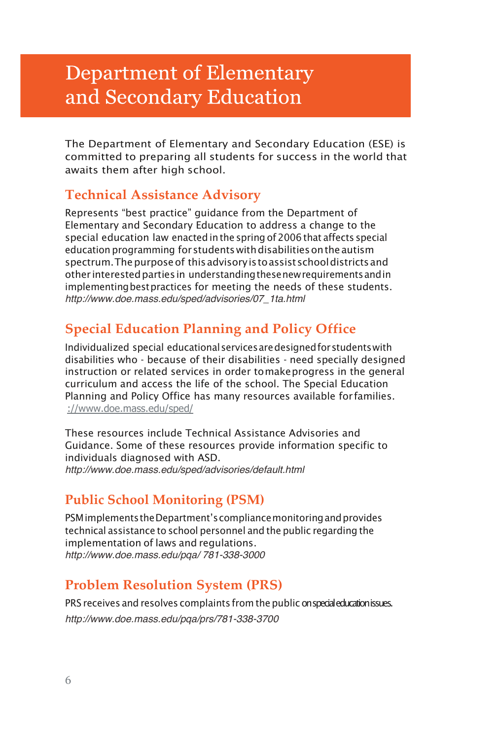# Department of Elementary and Secondary Education

The Department of Elementary and Secondary Education (ESE) is committed to preparing all students for success in the world that awaits them after high school.

## Technical Assistance Advisory

Represents "best practice" guidance from the Department of Elementary and Secondary Education to address a change to the special education law enacted in the spring of 2006 that affects special education programming for students with disabilities on the autism spectrum. The purpose of this advisory is to assist school districts and other interested parties in understanding these new requirements and in implementing best practices for meeting the needs of these students.
*http://www.doe.mass.edu/sped/advisories/07_1ta.html*

## Special Education Planning and Policy Office

Individualized special educational services are designed for students with disabilities who - because of their disabilities - need specially designed instruction or related services in order to make progress in the general curriculum and access the life of the school. The Special Education Planning and Policy Office has many resources available for families.
://www.doe.mass.edu/sped/

These resources include Technical Assistance Advisories and Guidance. Some of these resources provide information specific to individuals diagnosed with ASD.
*http://www.doe.mass.edu/sped/advisories/default.html*

## Public School Monitoring (PSM)

PSM implements the Department's compliance monitoring and provides technical assistance to school personnel and the public regarding the implementation of laws and regulations.
*http://www.doe.mass.edu/pqa/ 781-338-3000*

## Problem Resolution System (PRS)

PRS receives and resolves complaints from the public on special education issues.
*http://www.doe.mass.edu/pqa/prs/781-338-3700*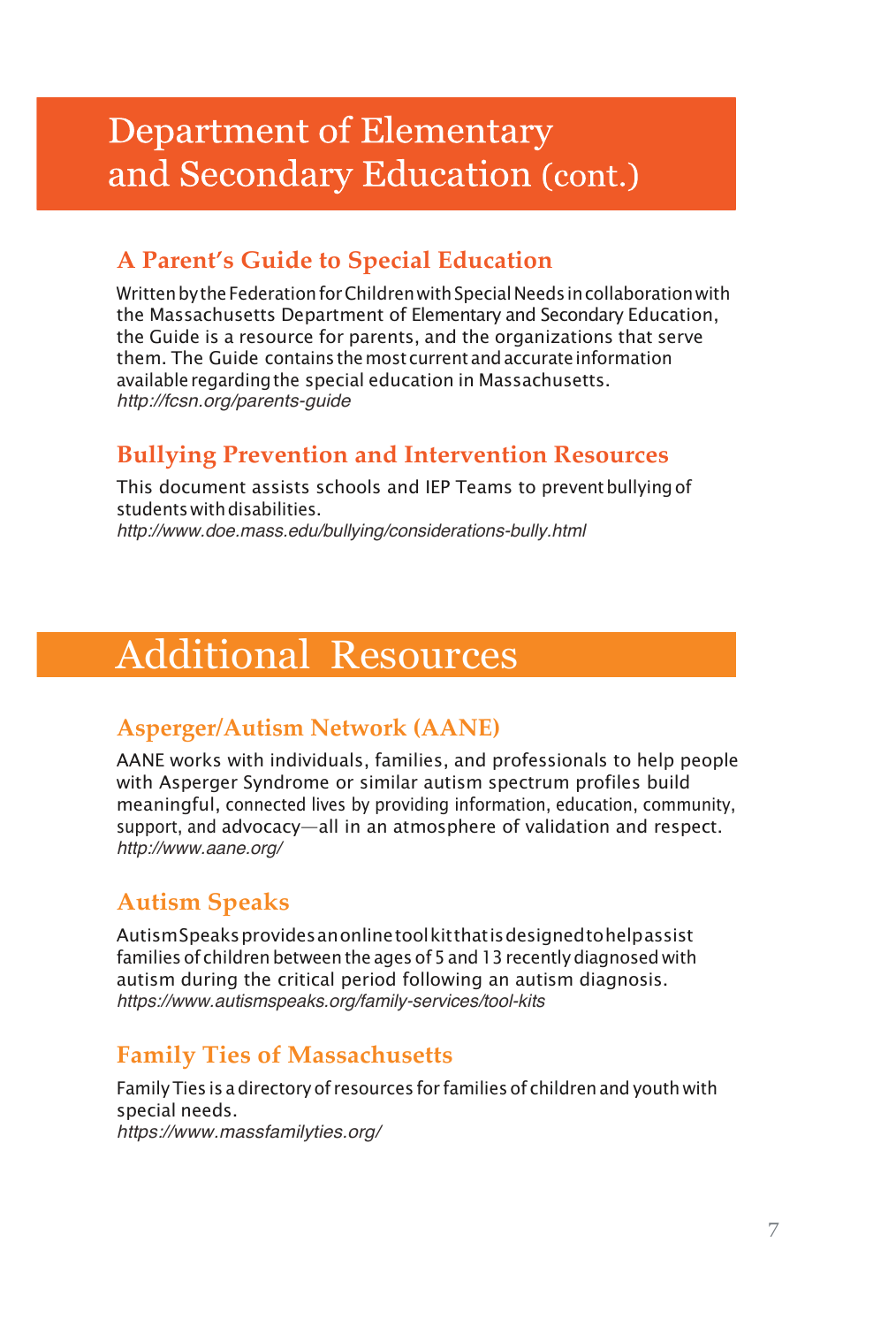# Department of Elementary and Secondary Education (cont.)

### A Parent's Guide to Special Education

Written by the Federation for Children with Special Needs in collaboration with the Massachusetts Department of Elementary and Secondary Education, the Guide is a resource for parents, and the organizations that serve them. The Guide contains the most current and accurate information available regarding the special education in Massachusetts.
*http://fcsn.org/parents-guide*

### Bullying Prevention and Intervention Resources

This document assists schools and IEP Teams to prevent bullying of students with disabilities.
*http://www.doe.mass.edu/bullying/considerations-bully.html*

# Additional Resources

### Asperger/Autism Network (AANE)

AANE works with individuals, families, and professionals to help people with Asperger Syndrome or similar autism spectrum profiles build meaningful, connected lives by providing information, education, community, support, and advocacy—all in an atmosphere of validation and respect.
*http://www.aane.org/*

### Autism Speaks

Autism Speaks provides an online tool kit that is designed to help assist families of children between the ages of 5 and 13 recently diagnosed with autism during the critical period following an autism diagnosis.
*https://www.autismspeaks.org/family-services/tool-kits*

### Family Ties of Massachusetts

Family Ties is a directory of resources for families of children and youth with special needs.
*https://www.massfamilyties.org/*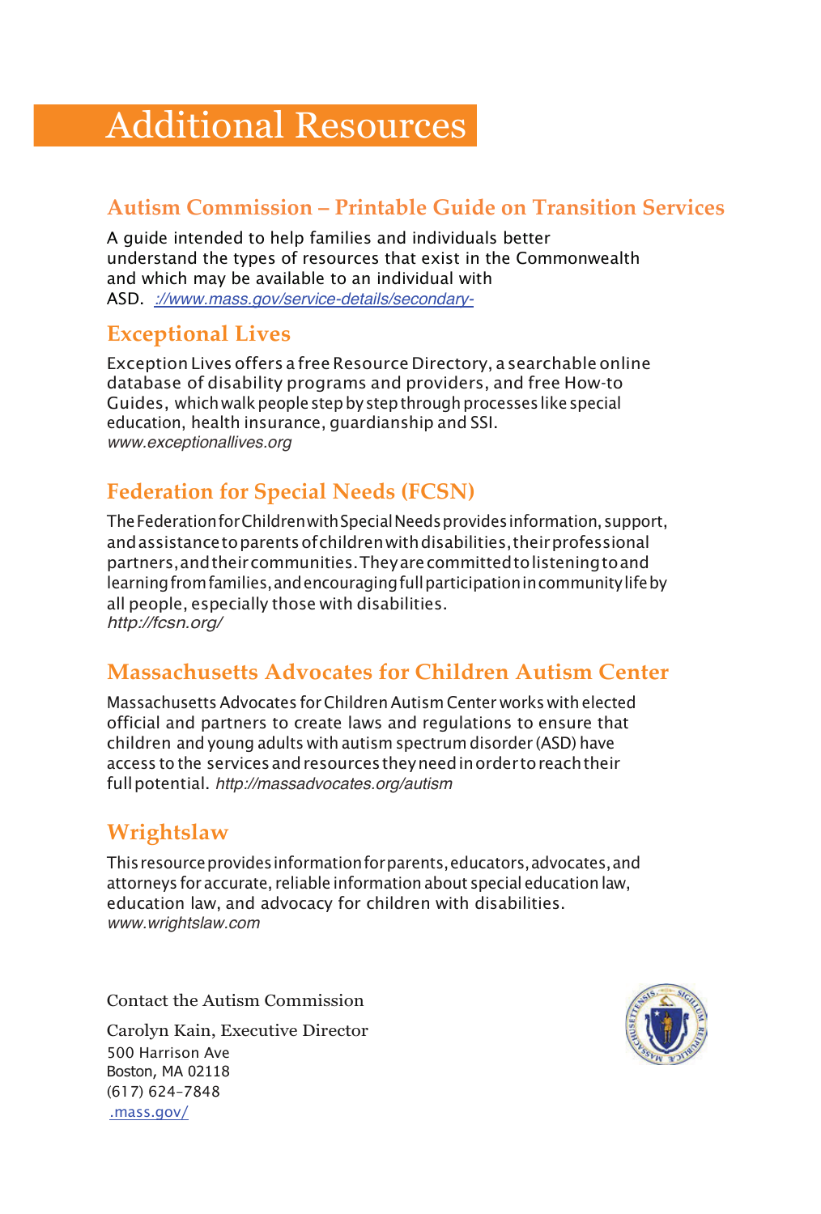# Additional Resources

## Autism Commission – Printable Guide on Transition Services

A guide intended to help families and individuals better understand the types of resources that exist in the Commonwealth and which may be available to an individual with ASD. *://www.mass.gov/service-details/secondary-*

## Exceptional Lives

Exception Lives offers a free Resource Directory, a searchable online database of disability programs and providers, and free How-to Guides, which walk people step by step through processes like special education, health insurance, guardianship and SSI.
*www.exceptionallives.org*

## Federation for Special Needs (FCSN)

The Federation for Children with Special Needs provides information, support, and assistance to parents of children with disabilities, their professional partners, and their communities. They are committed to listening to and learning from families, and encouraging full participation in community life by all people, especially those with disabilities.
*http://fcsn.org/*

## Massachusetts Advocates for Children Autism Center

Massachusetts Advocates for Children Autism Center works with elected official and partners to create laws and regulations to ensure that children and young adults with autism spectrum disorder (ASD) have access to the services and resources they need in order to reach their full potential. *http://massadvocates.org/autism*

## Wrightslaw

This resource provides information for parents, educators, advocates, and attorneys for accurate, reliable information about special education law, education law, and advocacy for children with disabilities.
*www.wrightslaw.com*

Contact the Autism Commission

Carolyn Kain, Executive Director
500 Harrison Ave
Boston, MA 02118
(617) 624-7848
.mass.gov/